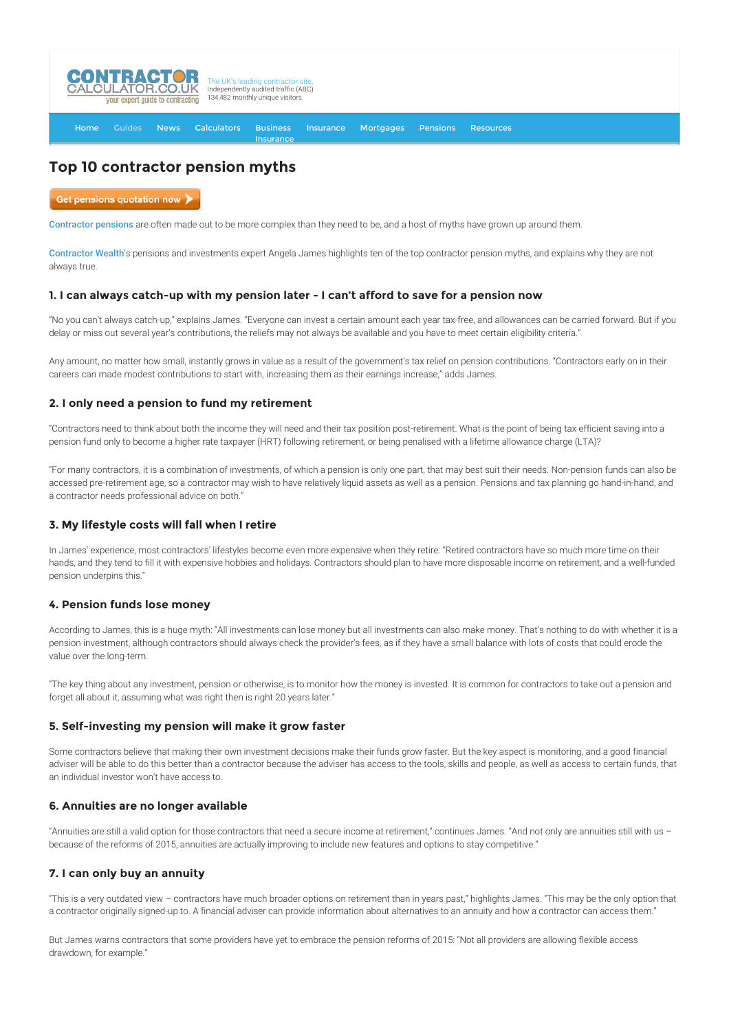CONTRACTOR CALCULATOR.CO.UK your expert guide to contracting

The UK's leading contractor site. Independently audited traffic (ABC) 134,482 monthly unique visitors.

Home Guides News Calculators Business Insurance Insurance Mortgages Pensions Resources

# Top 10 contractor pension myths

Get pensions quotation now

Contractor pensions are often made out to be more complex than they need to be, and a host of myths have grown up around them.

Contractor Wealth's pensions and investments expert Angela James highlights ten of the top contractor pension myths, and explains why they are not always true.

### 1. I can always catch-up with my pension later - I can't afford to save for a pension now

"No you can't always catch-up," explains James. "Everyone can invest a certain amount each year tax-free, and allowances can be carried forward. But if you delay or miss out several year's contributions, the reliefs may not always be available and you have to meet certain eligibility criteria."

Any amount, no matter how small, instantly grows in value as a result of the government's tax relief on pension contributions. "Contractors early on in their careers can made modest contributions to start with, increasing them as their earnings increase," adds James.

### 2. I only need a pension to fund my retirement

"Contractors need to think about both the income they will need and their tax position post-retirement. What is the point of being tax efficient saving into a pension fund only to become a higher rate taxpayer (HRT) following retirement, or being penalised with a lifetime allowance charge (LTA)?

"For many contractors, it is a combination of investments, of which a pension is only one part, that may best suit their needs. Non-pension funds can also be accessed pre-retirement age, so a contractor may wish to have relatively liquid assets as well as a pension. Pensions and tax planning go hand-in-hand, and a contractor needs professional advice on both."

### 3. My lifestyle costs will fall when I retire

In James' experience, most contractors' lifestyles become even more expensive when they retire: "Retired contractors have so much more time on their hands, and they tend to fill it with expensive hobbies and holidays. Contractors should plan to have more disposable income on retirement, and a well-funded pension underpins this."

### 4. Pension funds lose money

According to James, this is a huge myth: "All investments can lose money but all investments can also make money. That's nothing to do with whether it is a pension investment, although contractors should always check the provider's fees, as if they have a small balance with lots of costs that could erode the value over the long-term.

"The key thing about any investment, pension or otherwise, is to monitor how the money is invested. It is common for contractors to take out a pension and forget all about it, assuming what was right then is right 20 years later."

### 5. Self-investing my pension will make it grow faster

Some contractors believe that making their own investment decisions make their funds grow faster. But the key aspect is monitoring, and a good financial adviser will be able to do this better than a contractor because the adviser has access to the tools, skills and people, as well as access to certain funds, that an individual investor won't have access to.

### 6. Annuities are no longer available

"Annuities are still a valid option for those contractors that need a secure income at retirement," continues James. "And not only are annuities still with us – because of the reforms of 2015, annuities are actually improving to include new features and options to stay competitive."

### 7. I can only buy an annuity

"This is a very outdated view – contractors have much broader options on retirement than in years past," highlights James. "This may be the only option that a contractor originally signed-up to. A financial adviser can provide information about alternatives to an annuity and how a contractor can access them."

But James warns contractors that some providers have yet to embrace the pension reforms of 2015: "Not all providers are allowing flexible access drawdown, for example."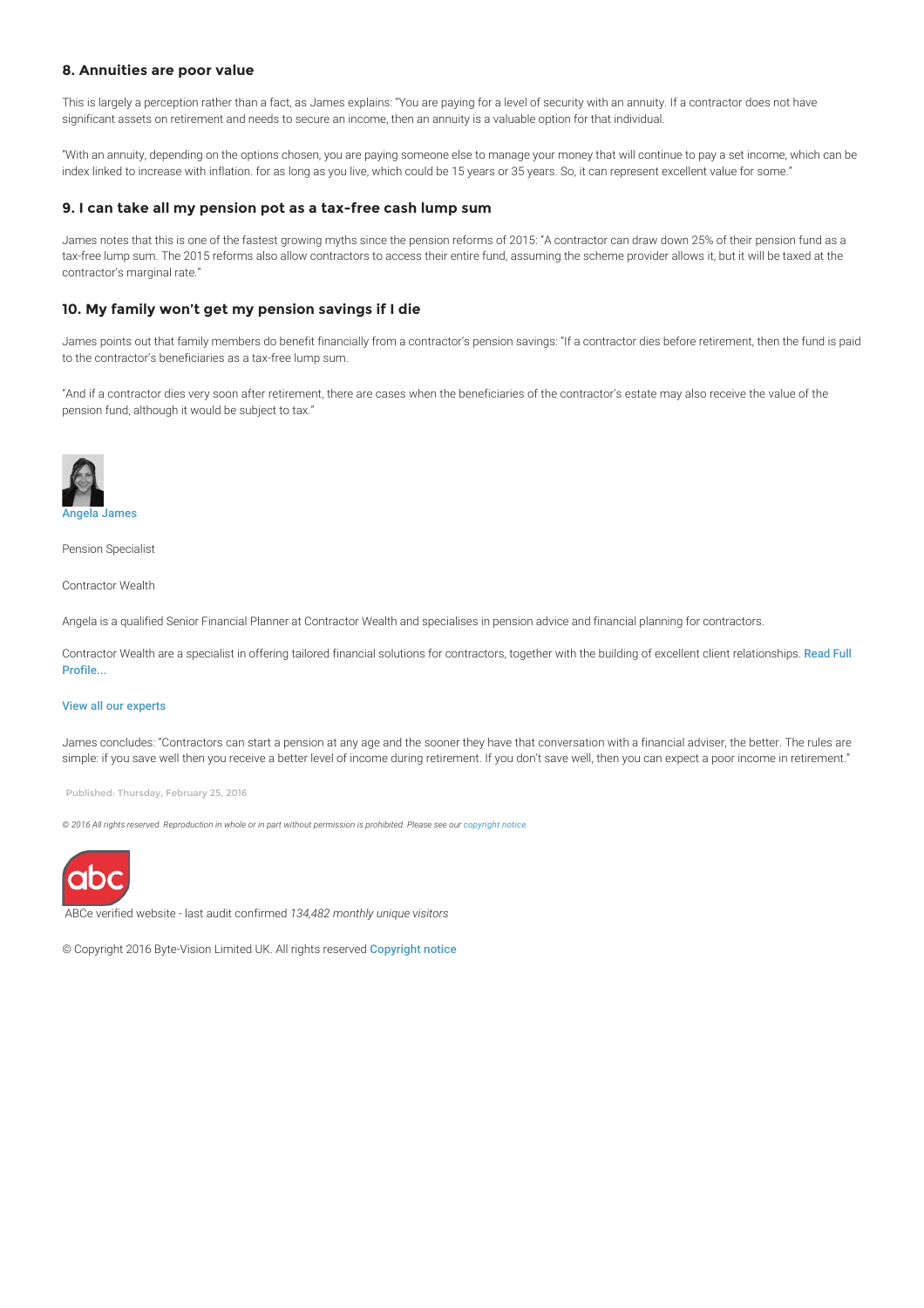### 8. Annuities are poor value

This is largely a perception rather than a fact, as James explains: "You are paying for a level of security with an annuity. If a contractor does not have significant assets on retirement and needs to secure an income, then an annuity is a valuable option for that individual.

"With an annuity, depending on the options chosen, you are paying someone else to manage your money that will continue to pay a set income, which can be index linked to increase with inflation. for as long as you live, which could be 15 years or 35 years. So, it can represent excellent value for some."

### 9. I can take all my pension pot as a tax-free cash lump sum

James notes that this is one of the fastest growing myths since the pension reforms of 2015: "A contractor can draw down 25% of their pension fund as a tax-free lump sum. The 2015 reforms also allow contractors to access their entire fund, assuming the scheme provider allows it, but it will be taxed at the contractor's marginal rate."

### 10. My family won't get my pension savings if I die

James points out that family members do benefit financially from a contractor's pension savings: "If a contractor dies before retirement, then the fund is paid to the contractor's beneficiaries as a tax-free lump sum.

"And if a contractor dies very soon after retirement, there are cases when the beneficiaries of the contractor's estate may also receive the value of the pension fund, although it would be subject to tax."

Angela James

Pension Specialist

Contractor Wealth

Angela is a qualified Senior Financial Planner at Contractor Wealth and specialises in pension advice and financial planning for contractors.

Contractor Wealth are a specialist in offering tailored financial solutions for contractors, together with the building of excellent client relationships. Read Full Profile...

View all our experts

James concludes: "Contractors can start a pension at any age and the sooner they have that conversation with a financial adviser, the better. The rules are simple: if you save well then you receive a better level of income during retirement. If you don't save well, then you can expect a poor income in retirement."

Published: Thursday, February 25, 2016

*© 2016 All rights reserved. Reproduction in whole or in part without permission is prohibited. Please see our copyright notice.*

ABCe verified website - last audit confirmed *134,482 monthly unique visitors*

© Copyright 2016 Byte-Vision Limited UK. All rights reserved Copyright notice